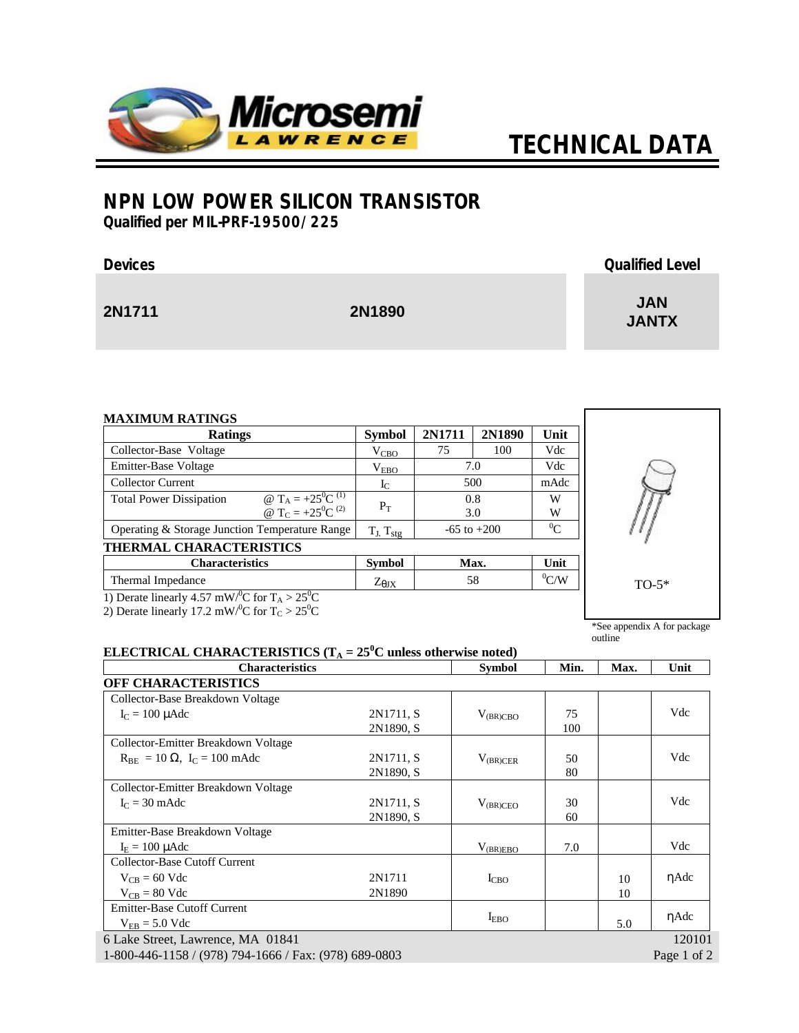# TECHNICAL DATA

## NPN LOW POWER SILICON TRANSISTOR

**Qualified per MIL-PRF-19500/225**

| Devices | | Qualified Level |
|---|---|---|
| 2N1711 | 2N1890 | JAN<br>JANTX |

### MAXIMUM RATINGS

| Ratings | | Symbol | 2N1711 | 2N1890 | Unit |
|---|---|---|---|---|---|
| Collector-Base Voltage | | $V_{CBO}$ | 75 | 100 | Vdc |
| Emitter-Base Voltage | | $V_{EBO}$ | 7.0 | | Vdc |
| Collector Current | | $I_C$ | 500 | | mAdc |
| Total Power Dissipation | @ $T_A = +25^0C$ (1)<br>@ $T_C = +25^0C$ (2) | $P_T$ | 0.8<br>3.0 | | W<br>W |
| Operating & Storage Junction Temperature Range | | $T_J, T_{stg}$ | -65 to +200 | | $^0C$ |

### THERMAL CHARACTERISTICS

| Characteristics | Symbol | Max. | Unit |
|---|---|---|---|
| Thermal Impedance | $Z_{\theta JX}$ | 58 | $^0C/W$ |

1) Derate linearly 4.57 mW/$^0C$ for $T_A > 25^0C$
2) Derate linearly 17.2 mW/$^0C$ for $T_C > 25^0C$

TO-5*

*See appendix A for package outline

### ELECTRICAL CHARACTERISTICS ($T_A = 25^0C$ unless otherwise noted)

| Characteristics | | Symbol | Min. | Max. | Unit |
|---|---|---|---|---|---|
| **OFF CHARACTERISTICS** | | | | | |
| Collector-Base Breakdown Voltage<br>$I_C = 100$ μAdc | 2N1711, S<br>2N1890, S | $V_{(BR)CBO}$ | 75<br>100 | | Vdc |
| Collector-Emitter Breakdown Voltage<br>$R_{BE} = 10\ \Omega$, $I_C = 100$ mAdc | 2N1711, S<br>2N1890, S | $V_{(BR)CER}$ | 50<br>80 | | Vdc |
| Collector-Emitter Breakdown Voltage<br>$I_C = 30$ mAdc | 2N1711, S<br>2N1890, S | $V_{(BR)CEO}$ | 30<br>60 | | Vdc |
| Emitter-Base Breakdown Voltage<br>$I_E = 100$ μAdc | | $V_{(BR)EBO}$ | 7.0 | | Vdc |
| Collector-Base Cutoff Current<br>$V_{CB} = 60$ Vdc<br>$V_{CB} = 80$ Vdc | <br>2N1711<br>2N1890 | $I_{CBO}$ | | 10<br>10 | ηAdc |
| Emitter-Base Cutoff Current<br>$V_{EB} = 5.0$ Vdc | | $I_{EBO}$ | | 5.0 | ηAdc |

6 Lake Street, Lawrence, MA 01841
1-800-446-1158 / (978) 794-1666 / Fax: (978) 689-0803

120101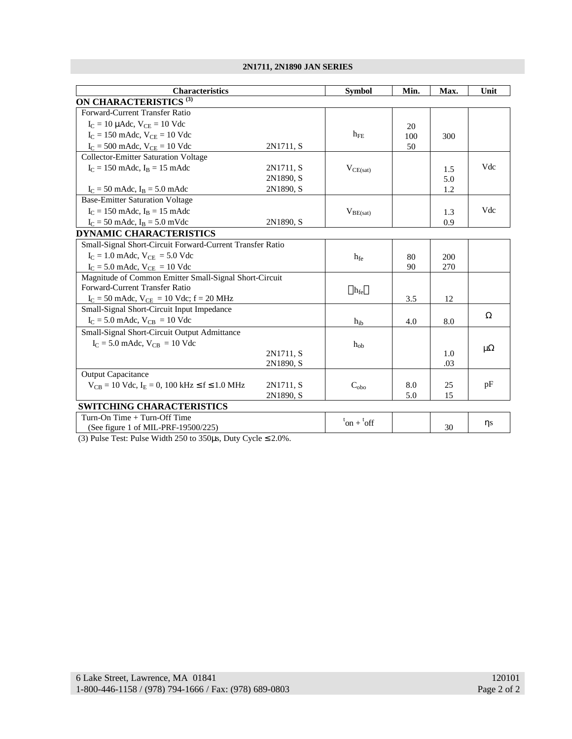## 2N1711, 2N1890 JAN SERIES

| Characteristics | | Symbol | Min. | Max. | Unit |
|---|---|---|---|---|---|
| **ON CHARACTERISTICS** [3] | | | | | |
| Forward-Current Transfer Ratio | | | | | |
| $I_C$ = 10 μAdc, $V_{CE}$ = 10 Vdc | | | 20 | | |
| $I_C$ = 150 mAdc, $V_{CE}$ = 10 Vdc | | $h_{FE}$ | 100 | 300 | |
| $I_C$ = 500 mAdc, $V_{CE}$ = 10 Vdc | 2N1711, S | | 50 | | |
| Collector-Emitter Saturation Voltage | | | | | |
| $I_C$ = 150 mAdc, $I_B$ = 15 mAdc | 2N1711, S | $V_{CE(sat)}$ | | 1.5 | Vdc |
| | 2N1890, S | | | 5.0 | |
| $I_C$ = 50 mAdc, $I_B$ = 5.0 mAdc | 2N1890, S | | | 1.2 | |
| Base-Emitter Saturation Voltage | | | | | |
| $I_C$ = 150 mAdc, $I_B$ = 15 mAdc | | $V_{BE(sat)}$ | | 1.3 | Vdc |
| $I_C$ = 50 mAdc, $I_B$ = 5.0 mVdc | 2N1890, S | | | 0.9 | |
| **DYNAMIC CHARACTERISTICS** | | | | | |
| Small-Signal Short-Circuit Forward-Current Transfer Ratio | | | | | |
| $I_C$ = 1.0 mAdc, $V_{CE}$ = 5.0 Vdc | | $h_{fe}$ | 80 | 200 | |
| $I_C$ = 5.0 mAdc, $V_{CE}$ = 10 Vdc | | | 90 | 270 | |
| Magnitude of Common Emitter Small-Signal Short-Circuit Forward-Current Transfer Ratio | | $\|h_{fe}\|$ | | | |
| $I_C$ = 50 mAdc, $V_{CE}$ = 10 Vdc; f = 20 MHz | | | 3.5 | 12 | |
| Small-Signal Short-Circuit Input Impedance | | | | | |
| $I_C$ = 5.0 mAdc, $V_{CB}$ = 10 Vdc | | $h_{ib}$ | 4.0 | 8.0 | Ω |
| Small-Signal Short-Circuit Output Admittance | | | | | |
| $I_C$ = 5.0 mAdc, $V_{CB}$ = 10 Vdc | | $h_{ob}$ | | | μΩ |
| | 2N1711, S | | | 1.0 | |
| | 2N1890, S | | | .03 | |
| Output Capacitance | | | | | |
| $V_{CB}$ = 10 Vdc, $I_E$ = 0, 100 kHz ≤ f ≤ 1.0 MHz | 2N1711, S | $C_{obo}$ | 8.0 | 25 | pF |
| | 2N1890, S | | 5.0 | 15 | |
| **SWITCHING CHARACTERISTICS** | | | | | |
| Turn-On Time + Turn-Off Time (See figure 1 of MIL-PRF-19500/225) | | $t_{on} + t_{off}$ | | 30 | ηs |

(3) Pulse Test: Pulse Width 250 to 350μs, Duty Cycle ≤ 2.0%.

6 Lake Street, Lawrence, MA 01841
1-800-446-1158 / (978) 794-1666 / Fax: (978) 689-0803

120101